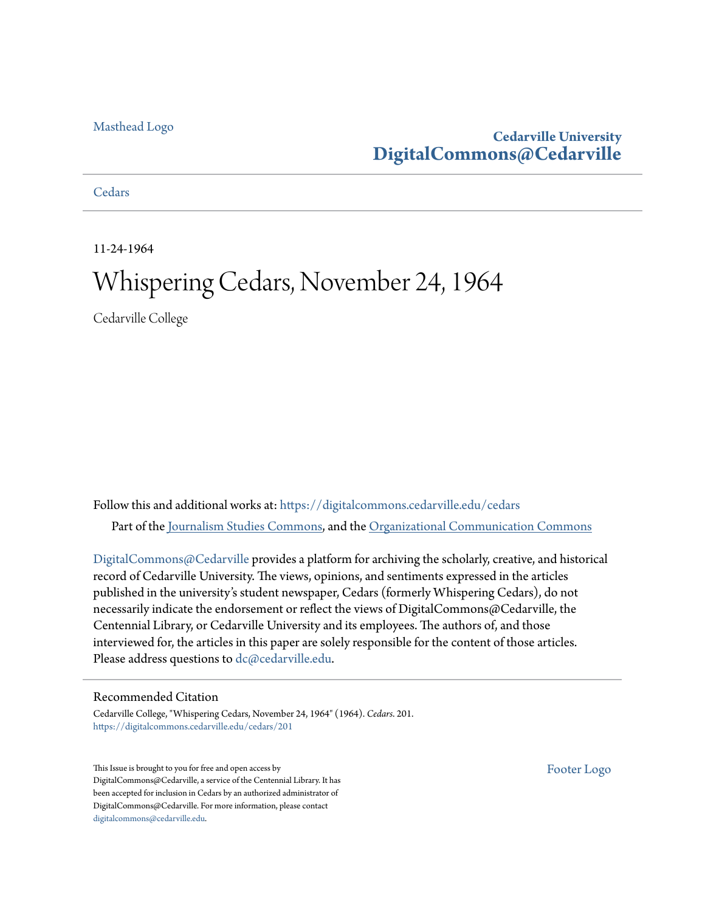Masthead Logo

**Cedarville University**
**DigitalCommons@Cedarville**

Cedars

11-24-1964

# Whispering Cedars, November 24, 1964

Cedarville College

Follow this and additional works at: https://digitalcommons.cedarville.edu/cedars

Part of the Journalism Studies Commons, and the Organizational Communication Commons

DigitalCommons@Cedarville provides a platform for archiving the scholarly, creative, and historical record of Cedarville University. The views, opinions, and sentiments expressed in the articles published in the university's student newspaper, Cedars (formerly Whispering Cedars), do not necessarily indicate the endorsement or reflect the views of DigitalCommons@Cedarville, the Centennial Library, or Cedarville University and its employees. The authors of, and those interviewed for, the articles in this paper are solely responsible for the content of those articles. Please address questions to dc@cedarville.edu.

## Recommended Citation

Cedarville College, "Whispering Cedars, November 24, 1964" (1964). *Cedars*. 201.
https://digitalcommons.cedarville.edu/cedars/201

This Issue is brought to you for free and open access by DigitalCommons@Cedarville, a service of the Centennial Library. It has been accepted for inclusion in Cedars by an authorized administrator of DigitalCommons@Cedarville. For more information, please contact digitalcommons@cedarville.edu.

Footer Logo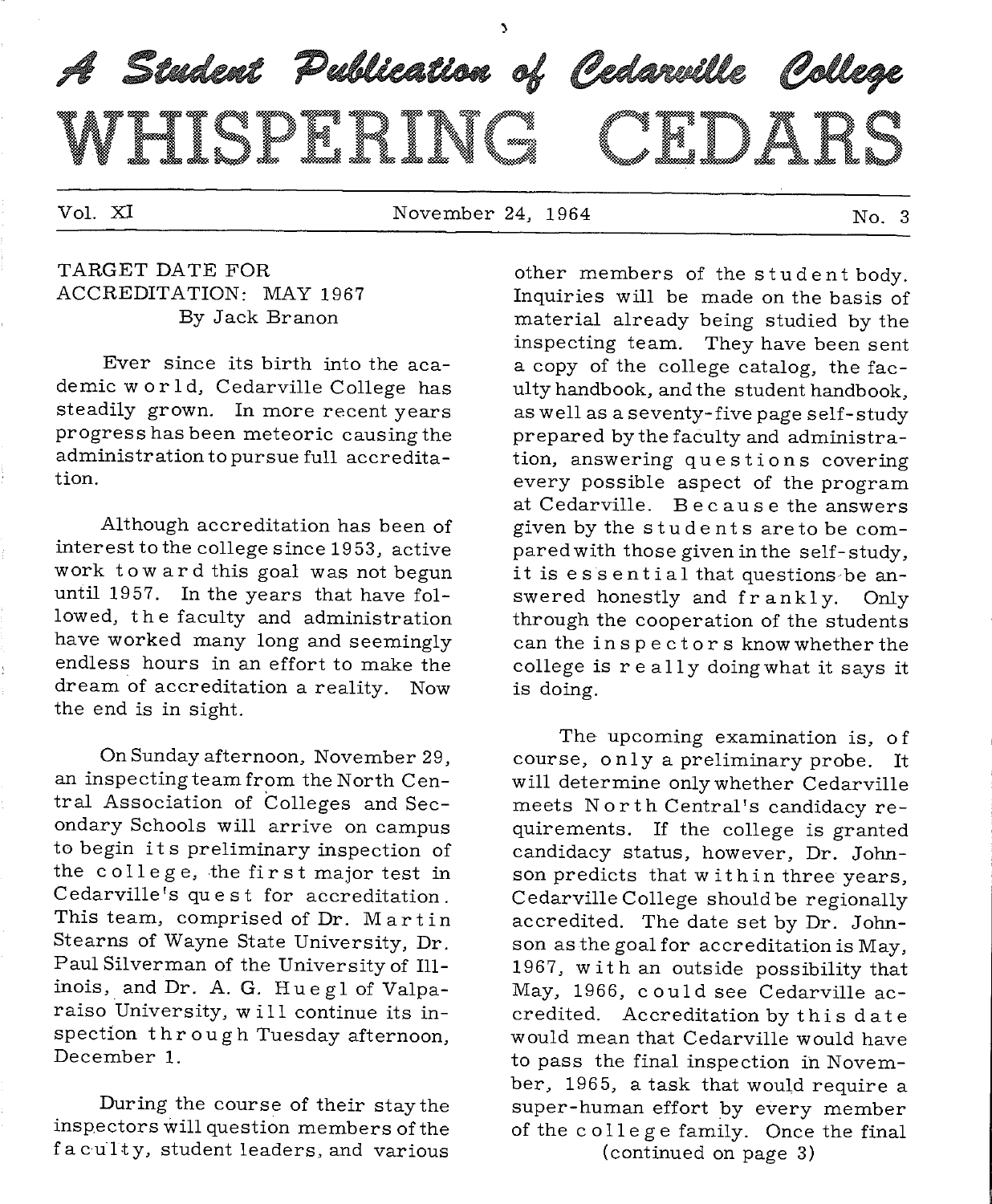# A Student Publication of Cedarville College

# WHISPERING CEDARS

Vol. XI — November 24, 1964 — No. 3

## TARGET DATE FOR ACCREDITATION: MAY 1967

By Jack Branon

Ever since its birth into the academic world, Cedarville College has steadily grown. In more recent years progress has been meteoric causing the administration to pursue full accreditation.

Although accreditation has been of interest to the college since 1953, active work toward this goal was not begun until 1957. In the years that have followed, the faculty and administration have worked many long and seemingly endless hours in an effort to make the dream of accreditation a reality. Now the end is in sight.

On Sunday afternoon, November 29, an inspecting team from the North Central Association of Colleges and Secondary Schools will arrive on campus to begin its preliminary inspection of the college, the first major test in Cedarville's quest for accreditation. This team, comprised of Dr. Martin Stearns of Wayne State University, Dr. Paul Silverman of the University of Illinois, and Dr. A. G. Huegl of Valparaiso University, will continue its inspection through Tuesday afternoon, December 1.

During the course of their stay the inspectors will question members of the faculty, student leaders, and various other members of the student body. Inquiries will be made on the basis of material already being studied by the inspecting team. They have been sent a copy of the college catalog, the faculty handbook, and the student handbook, as well as a seventy-five page self-study prepared by the faculty and administration, answering questions covering every possible aspect of the program at Cedarville. Because the answers given by the students are to be compared with those given in the self-study, it is essential that questions be answered honestly and frankly. Only through the cooperation of the students can the inspectors know whether the college is really doing what it says it is doing.

The upcoming examination is, of course, only a preliminary probe. It will determine only whether Cedarville meets North Central's candidacy requirements. If the college is granted candidacy status, however, Dr. Johnson predicts that within three years, Cedarville College should be regionally accredited. The date set by Dr. Johnson as the goal for accreditation is May, 1967, with an outside possibility that May, 1966, could see Cedarville accredited. Accreditation by this date would mean that Cedarville would have to pass the final inspection in November, 1965, a task that would require a super-human effort by every member of the college family. Once the final

(continued on page 3)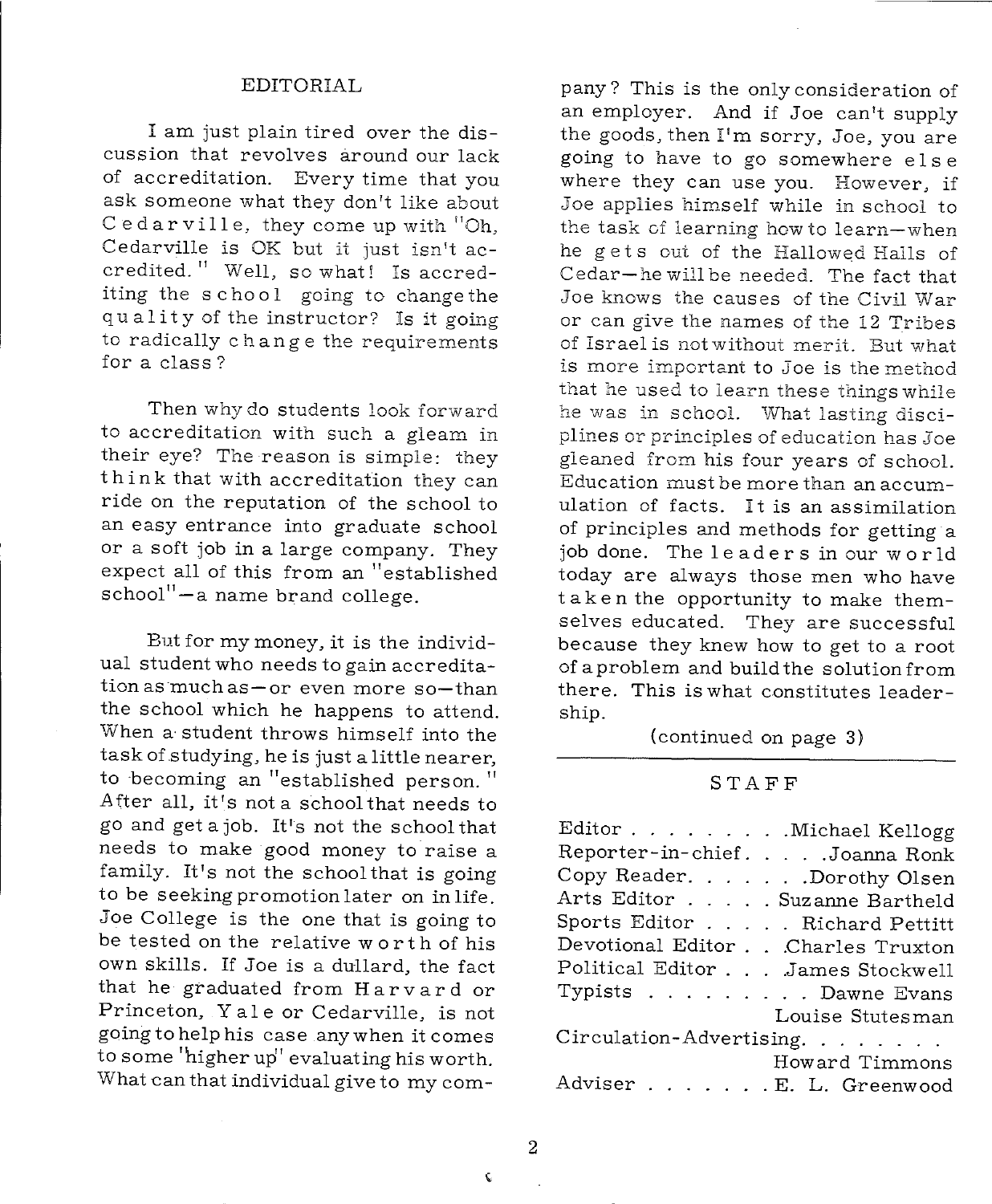## EDITORIAL

I am just plain tired over the discussion that revolves around our lack of accreditation. Every time that you ask someone what they don't like about Cedarville, they come up with "Oh, Cedarville is OK but it just isn't accredited." Well, so what! Is accrediting the school going to change the quality of the instructor? Is it going to radically change the requirements for a class?

Then why do students look forward to accreditation with such a gleam in their eye? The reason is simple: they think that with accreditation they can ride on the reputation of the school to an easy entrance into graduate school or a soft job in a large company. They expect all of this from an "established school"—a name brand college.

But for my money, it is the individual student who needs to gain accreditation as much as—or even more so—than the school which he happens to attend. When a student throws himself into the task of studying, he is just a little nearer, to becoming an "established person." After all, it's not a school that needs to go and get a job. It's not the school that needs to make good money to raise a family. It's not the school that is going to be seeking promotion later on in life. Joe College is the one that is going to be tested on the relative worth of his own skills. If Joe is a dullard, the fact that he graduated from Harvard or Princeton, Yale or Cedarville, is not going to help his case anywhen it comes to some "higher up" evaluating his worth. What can that individual give to my company? This is the only consideration of an employer. And if Joe can't supply the goods, then I'm sorry, Joe, you are going to have to go somewhere else where they can use you. However, if Joe applies himself while in school to the task of learning how to learn—when he gets out of the Hallowed Halls of Cedar—he will be needed. The fact that Joe knows the causes of the Civil War or can give the names of the 12 Tribes of Israel is not without merit. But what is more important to Joe is the method that he used to learn these things while he was in school. What lasting disciplines or principles of education has Joe gleaned from his four years of school. Education must be more than an accumulation of facts. It is an assimilation of principles and methods for getting a job done. The leaders in our world today are always those men who have taken the opportunity to make themselves educated. They are successful because they knew how to get to a root of a problem and build the solution from there. This is what constitutes leadership.

(continued on page 3)

## STAFF

| | |
|---|---|
| Editor | Michael Kellogg |
| Reporter-in-chief | Joanna Ronk |
| Copy Reader | Dorothy Olsen |
| Arts Editor | Suzanne Bartheld |
| Sports Editor | Richard Pettitt |
| Devotional Editor | Charles Truxton |
| Political Editor | James Stockwell |
| Typists | Dawne Evans, Louise Stutesman |
| Circulation-Advertising | Howard Timmons |
| Adviser | E. L. Greenwood |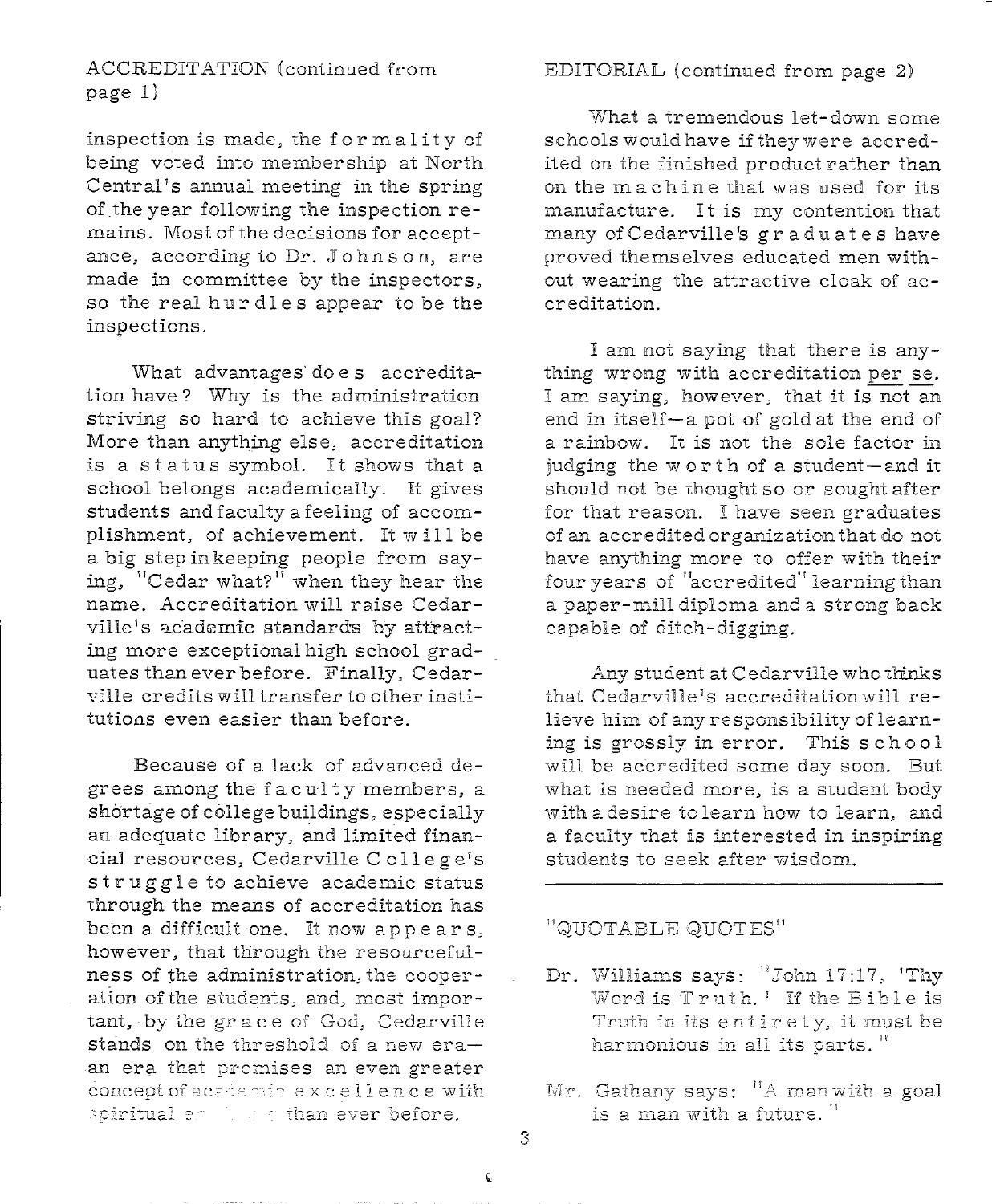ACCREDITATION (continued from page 1)

inspection is made, the formality of being voted into membership at North Central's annual meeting in the spring of the year following the inspection remains. Most of the decisions for acceptance, according to Dr. Johnson, are made in committee by the inspectors, so the real hurdles appear to be the inspections.

What advantages does accreditation have? Why is the administration striving so hard to achieve this goal? More than anything else, accreditation is a status symbol. It shows that a school belongs academically. It gives students and faculty a feeling of accomplishment, of achievement. It will be a big step in keeping people from saying, "Cedar what?" when they hear the name. Accreditation will raise Cedarville's academic standards by attracting more exceptional high school graduates than ever before. Finally, Cedarville credits will transfer to other institutions even easier than before.

Because of a lack of advanced degrees among the faculty members, a shortage of college buildings, especially an adequate library, and limited financial resources, Cedarville College's struggle to achieve academic status through the means of accreditation has been a difficult one. It now appears, however, that through the resourcefulness of the administration, the cooperation of the students, and, most important, by the grace of God, Cedarville stands on the threshold of a new era—an era that promises an even greater concept of academic excellence with spiritual e... than ever before.

EDITORIAL (continued from page 2)

What a tremendous let-down some schools would have if they were accredited on the finished product rather than on the machine that was used for its manufacture. It is my contention that many of Cedarville's graduates have proved themselves educated men without wearing the attractive cloak of accreditation.

I am not saying that there is anything wrong with accreditation per se. I am saying, however, that it is not an end in itself—a pot of gold at the end of a rainbow. It is not the sole factor in judging the worth of a student—and it should not be thought so or sought after for that reason. I have seen graduates of an accredited organization that do not have anything more to offer with their four years of "accredited" learning than a paper-mill diploma and a strong back capable of ditch-digging.

Any student at Cedarville who thinks that Cedarville's accreditation will relieve him of any responsibility of learning is grossly in error. This school will be accredited some day soon. But what is needed more, is a student body with a desire to learn how to learn, and a faculty that is interested in inspiring students to seek after wisdom.

---

"QUOTABLE QUOTES"

Dr. Williams says: "John 17:17, 'Thy Word is Truth.' If the Bible is Truth in its entirety, it must be harmonious in all its parts."

Mr. Gathany says: "A man with a goal is a man with a future."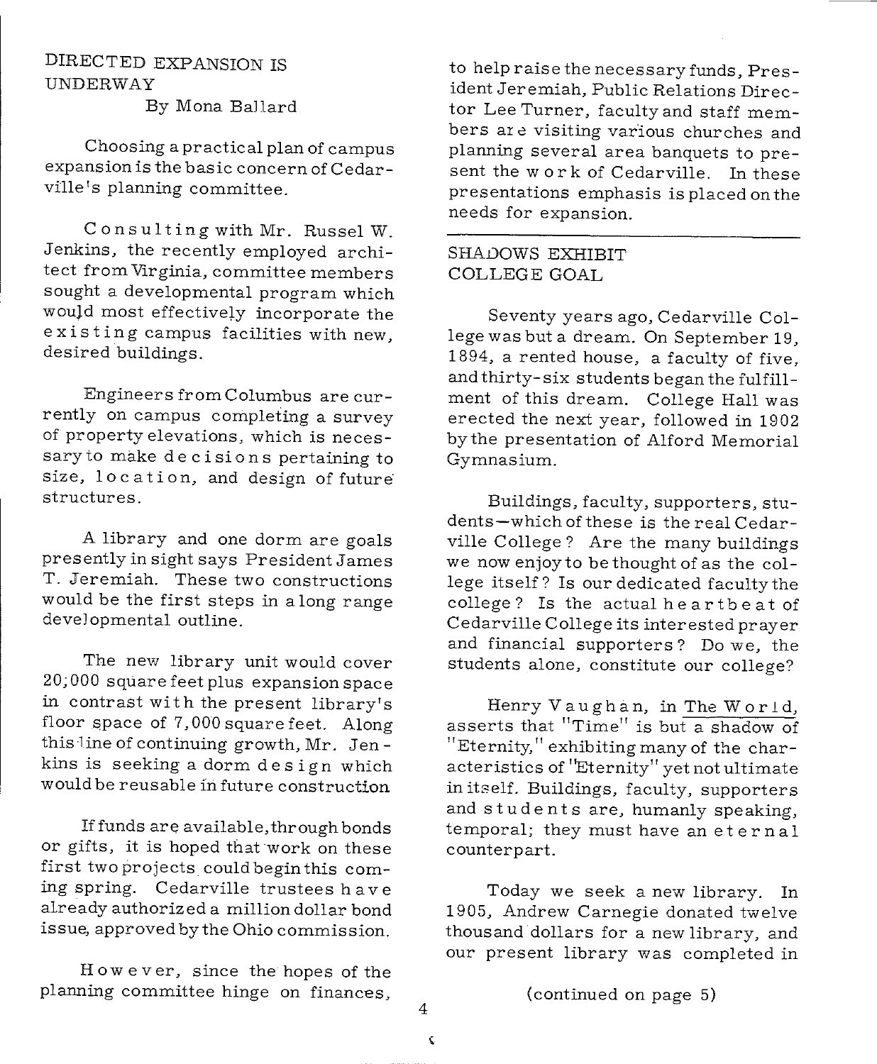## DIRECTED EXPANSION IS UNDERWAY

By Mona Ballard

Choosing a practical plan of campus expansion is the basic concern of Cedarville's planning committee.

Consulting with Mr. Russel W. Jenkins, the recently employed architect from Virginia, committee members sought a developmental program which would most effectively incorporate the existing campus facilities with new, desired buildings.

Engineers from Columbus are currently on campus completing a survey of property elevations, which is necessary to make decisions pertaining to size, location, and design of future structures.

A library and one dorm are goals presently in sight says President James T. Jeremiah. These two constructions would be the first steps in a long range developmental outline.

The new library unit would cover 20,000 square feet plus expansion space in contrast with the present library's floor space of 7,000 square feet. Along this line of continuing growth, Mr. Jenkins is seeking a dorm design which would be reusable in future construction

If funds are available, through bonds or gifts, it is hoped that work on these first two projects could begin this coming spring. Cedarville trustees have already authorized a million dollar bond issue, approved by the Ohio commission.

However, since the hopes of the planning committee hinge on finances, to help raise the necessary funds, President Jeremiah, Public Relations Director Lee Turner, faculty and staff members are visiting various churches and planning several area banquets to present the work of Cedarville. In these presentations emphasis is placed on the needs for expansion.

---

## SHADOWS EXHIBIT COLLEGE GOAL

Seventy years ago, Cedarville College was but a dream. On September 19, 1894, a rented house, a faculty of five, and thirty-six students began the fulfillment of this dream. College Hall was erected the next year, followed in 1902 by the presentation of Alford Memorial Gymnasium.

Buildings, faculty, supporters, students—which of these is the real Cedarville College? Are the many buildings we now enjoy to be thought of as the college itself? Is our dedicated faculty the college? Is the actual heartbeat of Cedarville College its interested prayer and financial supporters? Do we, the students alone, constitute our college?

Henry Vaughan, in The World, asserts that "Time" is but a shadow of "Eternity," exhibiting many of the characteristics of "Eternity" yet not ultimate in itself. Buildings, faculty, supporters and students are, humanly speaking, temporal; they must have an eternal counterpart.

Today we seek a new library. In 1905, Andrew Carnegie donated twelve thousand dollars for a new library, and our present library was completed in

(continued on page 5)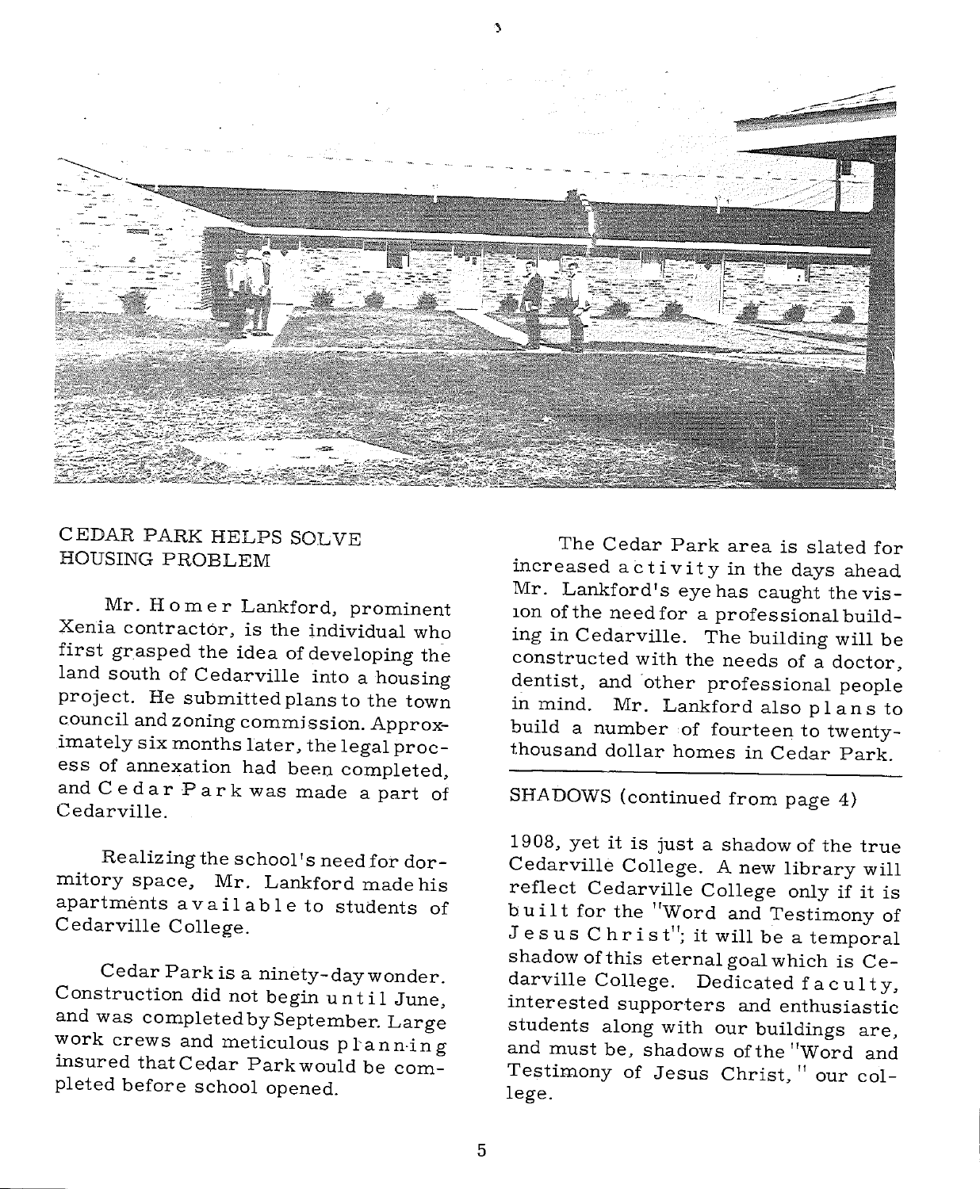## CEDAR PARK HELPS SOLVE HOUSING PROBLEM

Mr. Homer Lankford, prominent Xenia contractor, is the individual who first grasped the idea of developing the land south of Cedarville into a housing project. He submitted plans to the town council and zoning commission. Approximately six months later, the legal process of annexation had been completed, and Cedar Park was made a part of Cedarville.

Realizing the school's need for dormitory space, Mr. Lankford made his apartments available to students of Cedarville College.

Cedar Park is a ninety-day wonder. Construction did not begin until June, and was completed by September. Large work crews and meticulous planning insured that Cedar Park would be completed before school opened.

The Cedar Park area is slated for increased activity in the days ahead. Mr. Lankford's eye has caught the vision of the need for a professional building in Cedarville. The building will be constructed with the needs of a doctor, dentist, and other professional people in mind. Mr. Lankford also plans to build a number of fourteen to twenty-thousand dollar homes in Cedar Park.

---

SHADOWS (continued from page 4)

1908, yet it is just a shadow of the true Cedarville College. A new library will reflect Cedarville College only if it is built for the "Word and Testimony of Jesus Christ"; it will be a temporal shadow of this eternal goal which is Cedarville College. Dedicated faculty, interested supporters and enthusiastic students along with our buildings are, and must be, shadows of the "Word and Testimony of Jesus Christ," our college.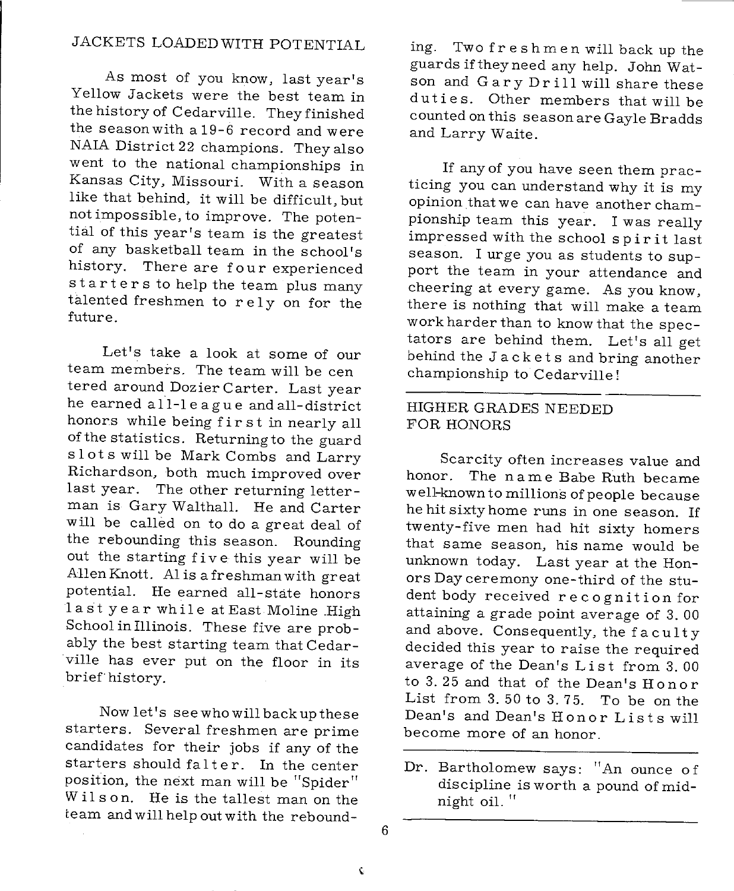## JACKETS LOADED WITH POTENTIAL

As most of you know, last year's Yellow Jackets were the best team in the history of Cedarville. They finished the season with a 19-6 record and were NAIA District 22 champions. They also went to the national championships in Kansas City, Missouri. With a season like that behind, it will be difficult, but not impossible, to improve. The potential of this year's team is the greatest of any basketball team in the school's history. There are four experienced starters to help the team plus many talented freshmen to rely on for the future.

Let's take a look at some of our team members. The team will be centered around Dozier Carter. Last year he earned all-league and all-district honors while being first in nearly all of the statistics. Returning to the guard slots will be Mark Combs and Larry Richardson, both much improved over last year. The other returning letterman is Gary Walthall. He and Carter will be called on to do a great deal of the rebounding this season. Rounding out the starting five this year will be Allen Knott. Al is a freshman with great potential. He earned all-state honors last year while at East Moline High School in Illinois. These five are probably the best starting team that Cedarville has ever put on the floor in its brief history.

Now let's see who will back up these starters. Several freshmen are prime candidates for their jobs if any of the starters should falter. In the center position, the next man will be "Spider" Wilson. He is the tallest man on the team and will help out with the rebounding. Two freshmen will back up the guards if they need any help. John Watson and Gary Drill will share these duties. Other members that will be counted on this season are Gayle Bradds and Larry Waite.

If any of you have seen them practicing you can understand why it is my opinion that we can have another championship team this year. I was really impressed with the school spirit last season. I urge you as students to support the team in your attendance and cheering at every game. As you know, there is nothing that will make a team work harder than to know that the spectators are behind them. Let's all get behind the Jackets and bring another championship to Cedarville!

---

## HIGHER GRADES NEEDED FOR HONORS

Scarcity often increases value and honor. The name Babe Ruth became well-known to millions of people because he hit sixty home runs in one season. If twenty-five men had hit sixty homers that same season, his name would be unknown today. Last year at the Honors Day ceremony one-third of the student body received recognition for attaining a grade point average of 3.00 and above. Consequently, the faculty decided this year to raise the required average of the Dean's List from 3.00 to 3.25 and that of the Dean's Honor List from 3.50 to 3.75. To be on the Dean's and Dean's Honor Lists will become more of an honor.

---

Dr. Bartholomew says: "An ounce of discipline is worth a pound of midnight oil."